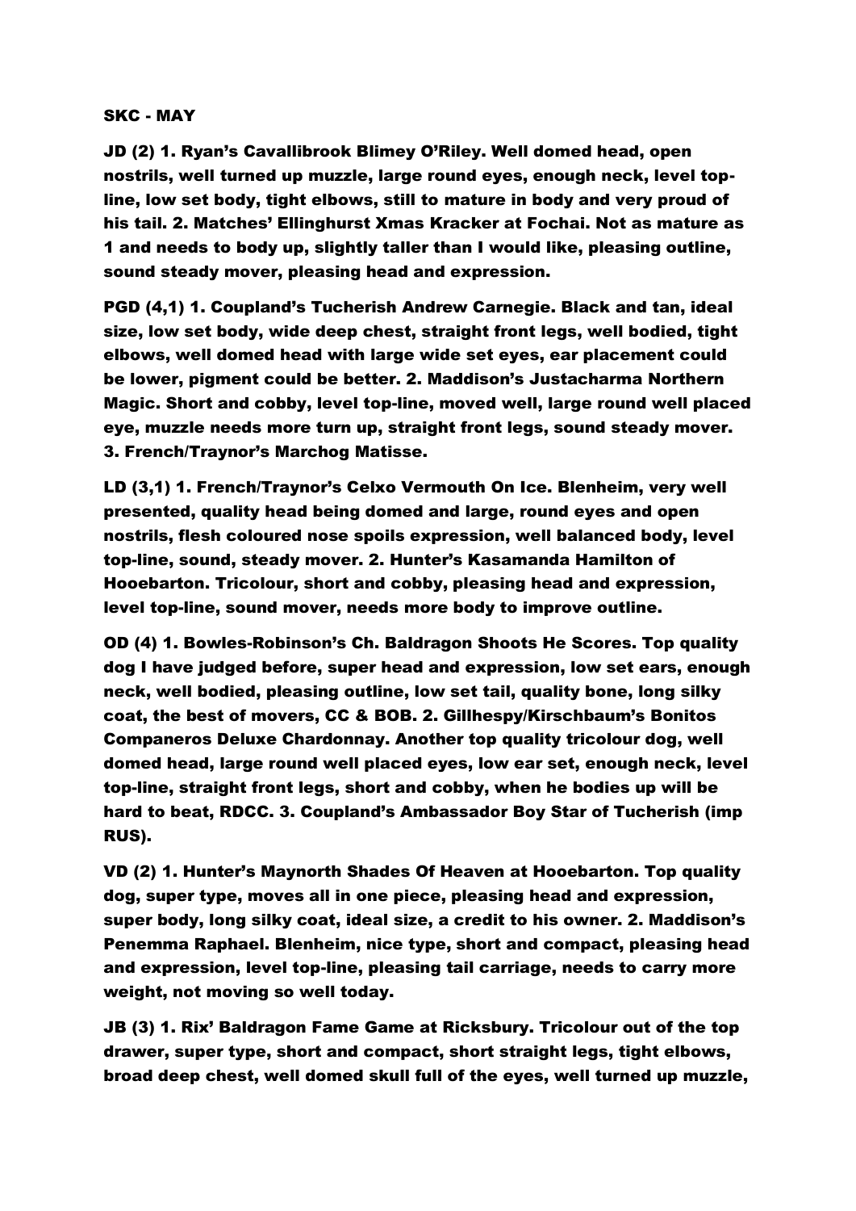**SKC - MAY**

**JD (2) 1. Ryan's Cavallibrook Blimey O'Riley. Well domed head, open nostrils, well turned up muzzle, large round eyes, enough neck, level top-line, low set body, tight elbows, still to mature in body and very proud of his tail. 2. Matches' Ellinghurst Xmas Kracker at Fochai. Not as mature as 1 and needs to body up, slightly taller than I would like, pleasing outline, sound steady mover, pleasing head and expression.**

**PGD (4,1) 1. Coupland's Tucherish Andrew Carnegie. Black and tan, ideal size, low set body, wide deep chest, straight front legs, well bodied, tight elbows, well domed head with large wide set eyes, ear placement could be lower, pigment could be better. 2. Maddison's Justacharma Northern Magic. Short and cobby, level top-line, moved well, large round well placed eye, muzzle needs more turn up, straight front legs, sound steady mover. 3. French/Traynor's Marchog Matisse.**

**LD (3,1) 1. French/Traynor's Celxo Vermouth On Ice. Blenheim, very well presented, quality head being domed and large, round eyes and open nostrils, flesh coloured nose spoils expression, well balanced body, level top-line, sound, steady mover. 2. Hunter's Kasamanda Hamilton of Hooebarton. Tricolour, short and cobby, pleasing head and expression, level top-line, sound mover, needs more body to improve outline.**

**OD (4) 1. Bowles-Robinson's Ch. Baldragon Shoots He Scores. Top quality dog I have judged before, super head and expression, low set ears, enough neck, well bodied, pleasing outline, low set tail, quality bone, long silky coat, the best of movers, CC & BOB. 2. Gillhespy/Kirschbaum's Bonitos Companeros Deluxe Chardonnay. Another top quality tricolour dog, well domed head, large round well placed eyes, low ear set, enough neck, level top-line, straight front legs, short and cobby, when he bodies up will be hard to beat, RDCC. 3. Coupland's Ambassador Boy Star of Tucherish (imp RUS).**

**VD (2) 1. Hunter's Maynorth Shades Of Heaven at Hooebarton. Top quality dog, super type, moves all in one piece, pleasing head and expression, super body, long silky coat, ideal size, a credit to his owner. 2. Maddison's Penemma Raphael. Blenheim, nice type, short and compact, pleasing head and expression, level top-line, pleasing tail carriage, needs to carry more weight, not moving so well today.**

**JB (3) 1. Rix' Baldragon Fame Game at Ricksbury. Tricolour out of the top drawer, super type, short and compact, short straight legs, tight elbows, broad deep chest, well domed skull full of the eyes, well turned up muzzle,**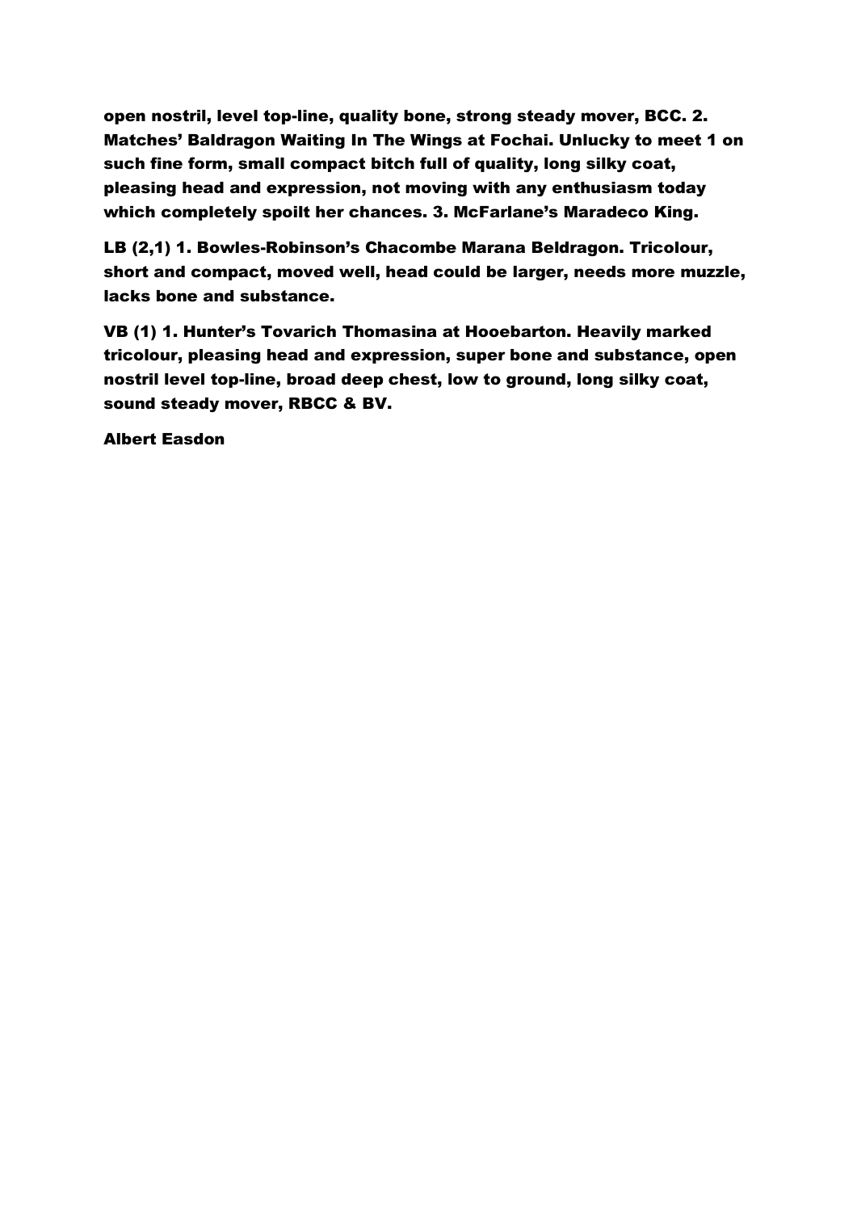**open nostril, level top-line, quality bone, strong steady mover, BCC. 2. Matches' Baldragon Waiting In The Wings at Fochai. Unlucky to meet 1 on such fine form, small compact bitch full of quality, long silky coat, pleasing head and expression, not moving with any enthusiasm today which completely spoilt her chances. 3. McFarlane's Maradeco King.**

**LB (2,1) 1. Bowles-Robinson's Chacombe Marana Beldragon. Tricolour, short and compact, moved well, head could be larger, needs more muzzle, lacks bone and substance.**

**VB (1) 1. Hunter's Tovarich Thomasina at Hooebarton. Heavily marked tricolour, pleasing head and expression, super bone and substance, open nostril level top-line, broad deep chest, low to ground, long silky coat, sound steady mover, RBCC & BV.**

**Albert Easdon**